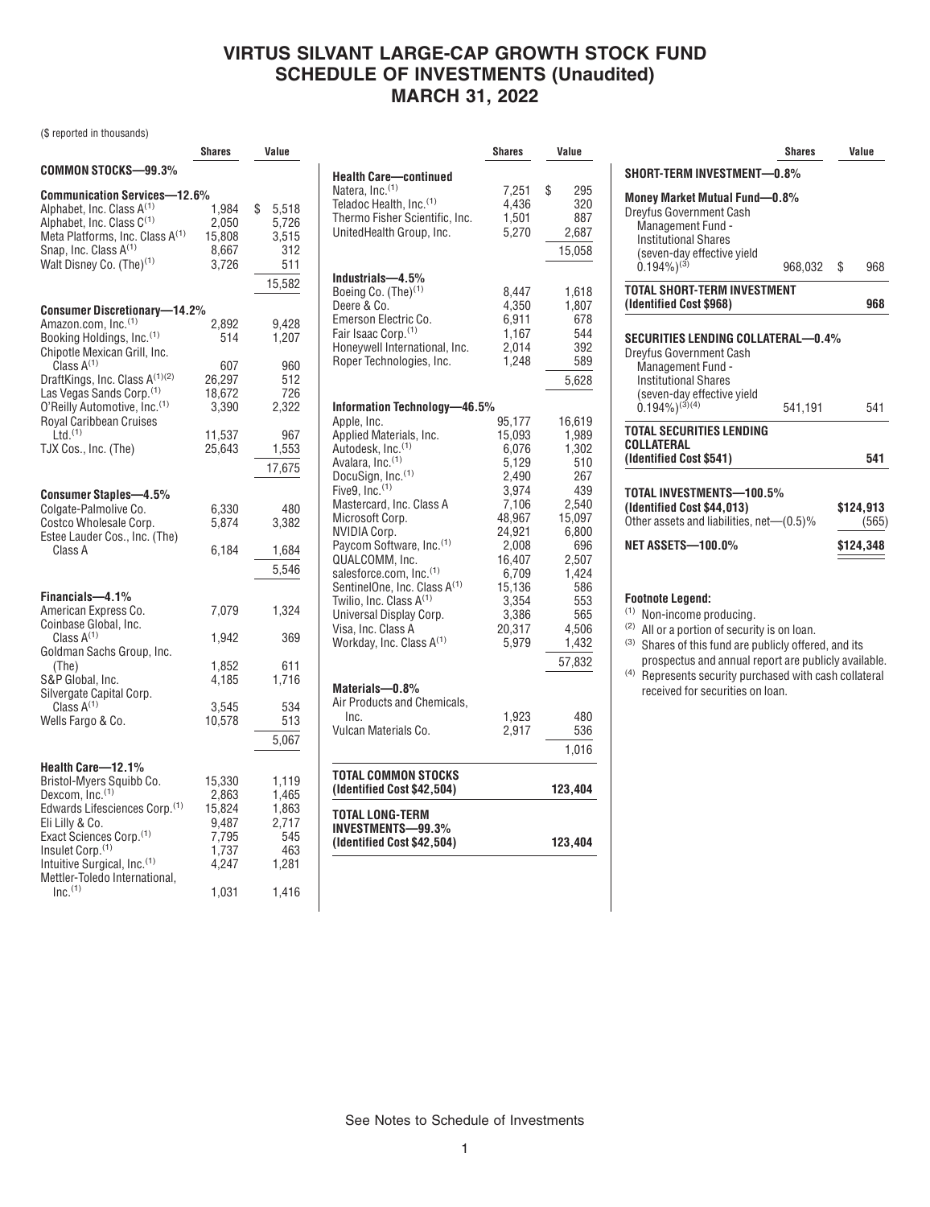# VIRTUS SILVANT LARGE-CAP GROWTH STOCK FUND
# SCHEDULE OF INVESTMENTS (Unaudited)
# MARCH 31, 2022

($ reported in thousands)

| | Shares | Value |
|---|---|---|
| **COMMON STOCKS—99.3%** | | |
| **Communication Services—12.6%** | | |
| Alphabet, Inc. Class A[(1)] | 1,984 | $ 5,518 |
| Alphabet, Inc. Class C[(1)] | 2,050 | 5,726 |
| Meta Platforms, Inc. Class A[(1)] | 15,808 | 3,515 |
| Snap, Inc. Class A[(1)] | 8,667 | 312 |
| Walt Disney Co. (The)[(1)] | 3,726 | 511 |
| | | 15,582 |
| **Consumer Discretionary—14.2%** | | |
| Amazon.com, Inc.[(1)] | 2,892 | 9,428 |
| Booking Holdings, Inc.[(1)] | 514 | 1,207 |
| Chipotle Mexican Grill, Inc. Class A[(1)] | 607 | 960 |
| DraftKings, Inc. Class A[(1)(2)] | 26,297 | 512 |
| Las Vegas Sands Corp.[(1)] | 18,672 | 726 |
| O'Reilly Automotive, Inc.[(1)] | 3,390 | 2,322 |
| Royal Caribbean Cruises Ltd.[(1)] | 11,537 | 967 |
| TJX Cos., Inc. (The) | 25,643 | 1,553 |
| | | 17,675 |
| **Consumer Staples—4.5%** | | |
| Colgate-Palmolive Co. | 6,330 | 480 |
| Costco Wholesale Corp. | 5,874 | 3,382 |
| Estee Lauder Cos., Inc. (The) Class A | 6,184 | 1,684 |
| | | 5,546 |
| **Financials—4.1%** | | |
| American Express Co. | 7,079 | 1,324 |
| Coinbase Global, Inc. Class A[(1)] | 1,942 | 369 |
| Goldman Sachs Group, Inc. (The) | 1,852 | 611 |
| S&P Global, Inc. | 4,185 | 1,716 |
| Silvergate Capital Corp. Class A[(1)] | 3,545 | 534 |
| Wells Fargo & Co. | 10,578 | 513 |
| | | 5,067 |
| **Health Care—12.1%** | | |
| Bristol-Myers Squibb Co. | 15,330 | 1,119 |
| Dexcom, Inc.[(1)] | 2,863 | 1,465 |
| Edwards Lifesciences Corp.[(1)] | 15,824 | 1,863 |
| Eli Lilly & Co. | 9,487 | 2,717 |
| Exact Sciences Corp.[(1)] | 7,795 | 545 |
| Insulet Corp.[(1)] | 1,737 | 463 |
| Intuitive Surgical, Inc.[(1)] | 4,247 | 1,281 |
| Mettler-Toledo International, Inc.[(1)] | 1,031 | 1,416 |
| **Health Care—continued** | | |
| Natera, Inc.[(1)] | 7,251 | $ 295 |
| Teladoc Health, Inc.[(1)] | 4,436 | 320 |
| Thermo Fisher Scientific, Inc. | 1,501 | 887 |
| UnitedHealth Group, Inc. | 5,270 | 2,687 |
| | | 15,058 |
| **Industrials—4.5%** | | |
| Boeing Co. (The)[(1)] | 8,447 | 1,618 |
| Deere & Co. | 4,350 | 1,807 |
| Emerson Electric Co. | 6,911 | 678 |
| Fair Isaac Corp.[(1)] | 1,167 | 544 |
| Honeywell International, Inc. | 2,014 | 392 |
| Roper Technologies, Inc. | 1,248 | 589 |
| | | 5,628 |
| **Information Technology—46.5%** | | |
| Apple, Inc. | 95,177 | 16,619 |
| Applied Materials, Inc. | 15,093 | 1,989 |
| Autodesk, Inc.[(1)] | 6,076 | 1,302 |
| Avalara, Inc.[(1)] | 5,129 | 510 |
| DocuSign, Inc.[(1)] | 2,490 | 267 |
| Five9, Inc.[(1)] | 3,974 | 439 |
| Mastercard, Inc. Class A | 7,106 | 2,540 |
| Microsoft Corp. | 48,967 | 15,097 |
| NVIDIA Corp. | 24,921 | 6,800 |
| Paycom Software, Inc.[(1)] | 2,008 | 696 |
| QUALCOMM, Inc. | 16,407 | 2,507 |
| salesforce.com, Inc.[(1)] | 6,709 | 1,424 |
| SentinelOne, Inc. Class A[(1)] | 15,136 | 586 |
| Twilio, Inc. Class A[(1)] | 3,354 | 553 |
| Universal Display Corp. | 3,386 | 565 |
| Visa, Inc. Class A | 20,317 | 4,506 |
| Workday, Inc. Class A[(1)] | 5,979 | 1,432 |
| | | 57,832 |
| **Materials—0.8%** | | |
| Air Products and Chemicals, Inc. | 1,923 | 480 |
| Vulcan Materials Co. | 2,917 | 536 |
| | | 1,016 |
| **TOTAL COMMON STOCKS (Identified Cost $42,504)** | | **123,404** |
| **TOTAL LONG-TERM INVESTMENTS—99.3% (Identified Cost $42,504)** | | **123,404** |
| **SHORT-TERM INVESTMENT—0.8%** | | |
| **Money Market Mutual Fund—0.8%** | | |
| Dreyfus Government Cash Management Fund - Institutional Shares (seven-day effective yield 0.194%)[(3)] | 968,032 | $ 968 |
| **TOTAL SHORT-TERM INVESTMENT (Identified Cost $968)** | | **968** |
| **SECURITIES LENDING COLLATERAL—0.4%** | | |
| Dreyfus Government Cash Management Fund - Institutional Shares (seven-day effective yield 0.194%)[(3)(4)] | 541,191 | 541 |
| **TOTAL SECURITIES LENDING COLLATERAL (Identified Cost $541)** | | **541** |
| **TOTAL INVESTMENTS—100.5% (Identified Cost $44,013)** | | **$124,913** |
| Other assets and liabilities, net—(0.5)% | | (565) |
| **NET ASSETS—100.0%** | | **$124,348** |

**Footnote Legend:**

(1) Non-income producing.
(2) All or a portion of security is on loan.
(3) Shares of this fund are publicly offered, and its prospectus and annual report are publicly available.
(4) Represents security purchased with cash collateral received for securities on loan.

See Notes to Schedule of Investments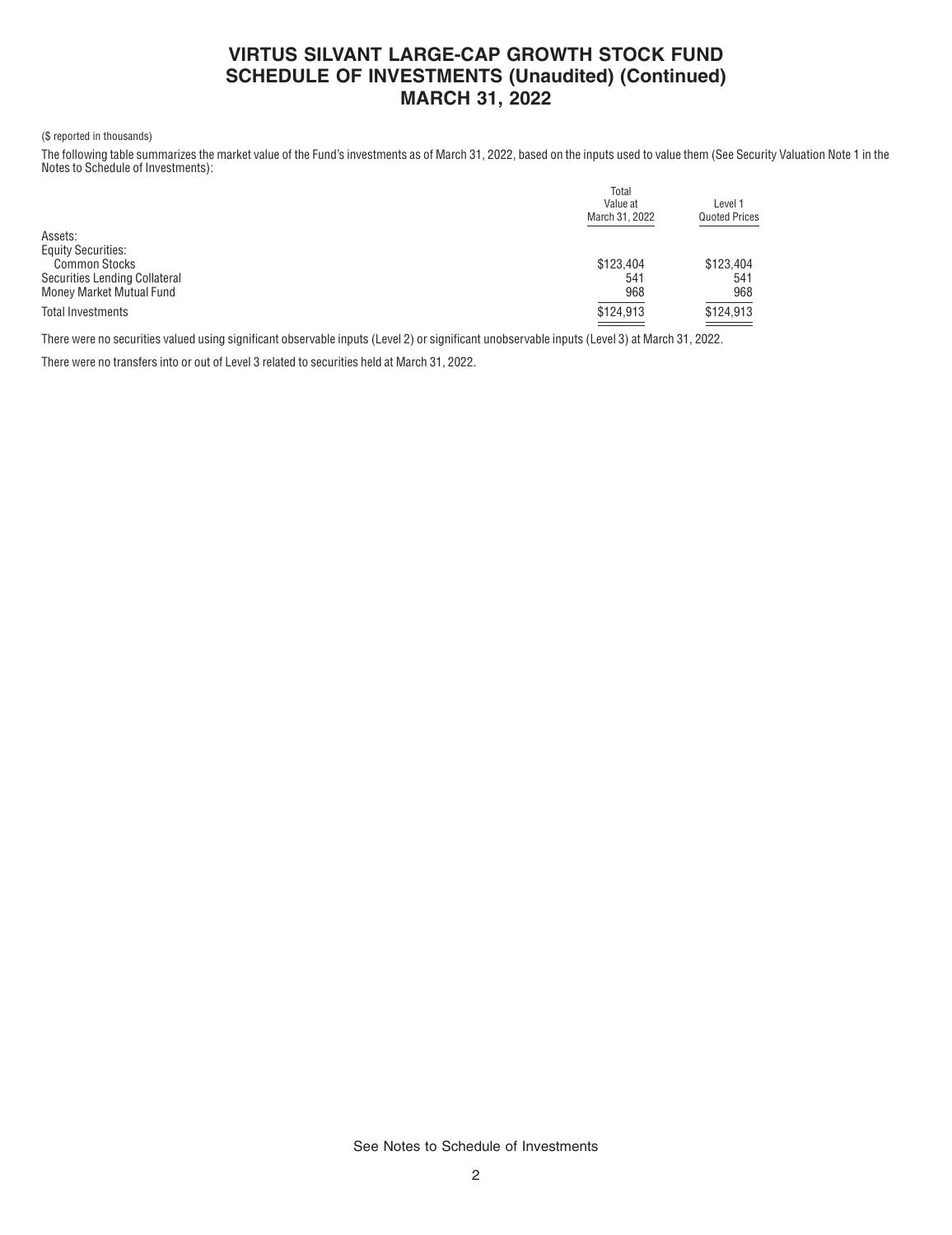# VIRTUS SILVANT LARGE-CAP GROWTH STOCK FUND
# SCHEDULE OF INVESTMENTS (Unaudited) (Continued)
# MARCH 31, 2022

($ reported in thousands)

The following table summarizes the market value of the Fund's investments as of March 31, 2022, based on the inputs used to value them (See Security Valuation Note 1 in the Notes to Schedule of Investments):

| | Total Value at March 31, 2022 | Level 1 Quoted Prices |
|---|---|---|
| Assets: | | |
| Equity Securities: | | |
| Common Stocks | $123,404 | $123,404 |
| Securities Lending Collateral | 541 | 541 |
| Money Market Mutual Fund | 968 | 968 |
| Total Investments | $124,913 | $124,913 |

There were no securities valued using significant observable inputs (Level 2) or significant unobservable inputs (Level 3) at March 31, 2022.

There were no transfers into or out of Level 3 related to securities held at March 31, 2022.

See Notes to Schedule of Investments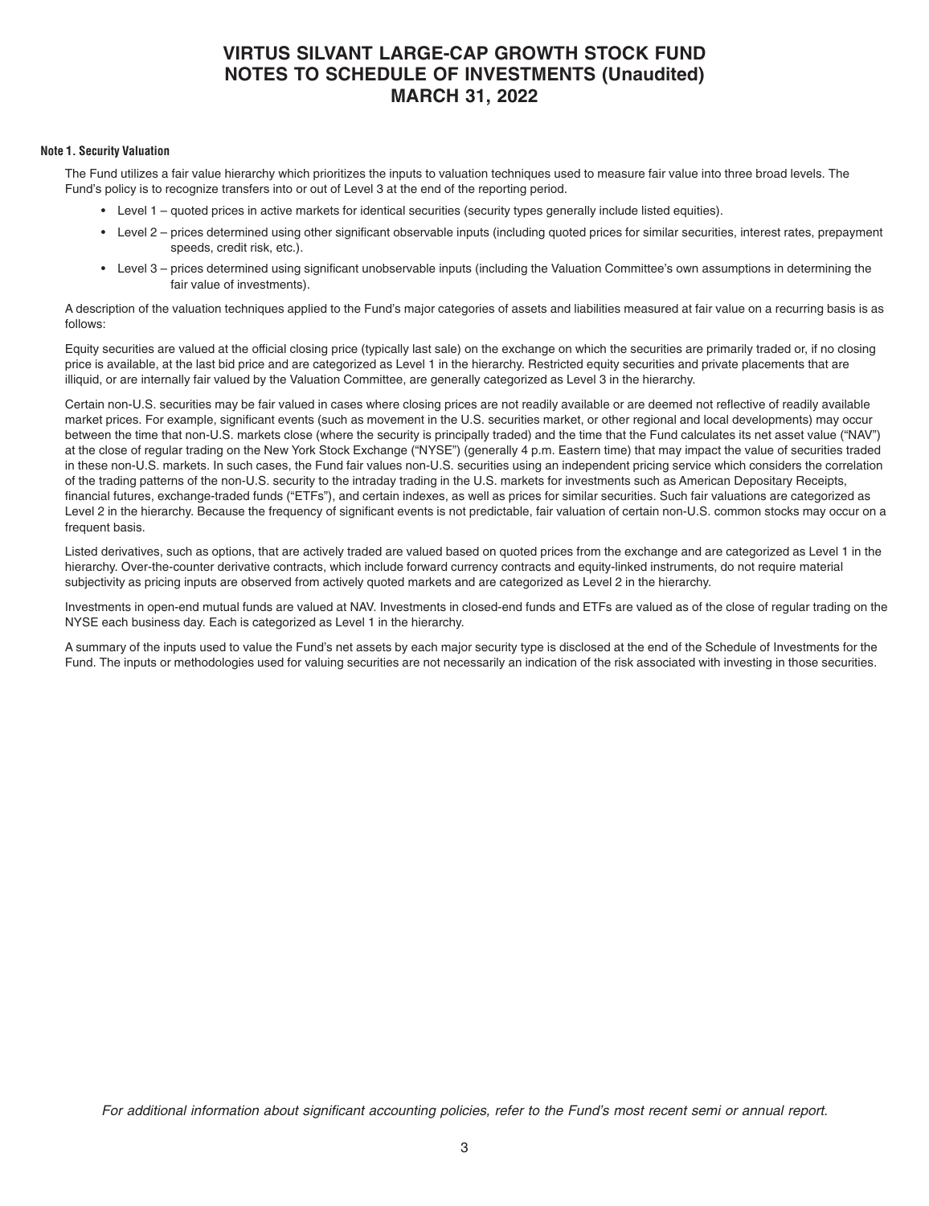# VIRTUS SILVANT LARGE-CAP GROWTH STOCK FUND
# NOTES TO SCHEDULE OF INVESTMENTS (Unaudited)
# MARCH 31, 2022

**Note 1. Security Valuation**

The Fund utilizes a fair value hierarchy which prioritizes the inputs to valuation techniques used to measure fair value into three broad levels. The Fund's policy is to recognize transfers into or out of Level 3 at the end of the reporting period.

- Level 1 – quoted prices in active markets for identical securities (security types generally include listed equities).
- Level 2 – prices determined using other significant observable inputs (including quoted prices for similar securities, interest rates, prepayment speeds, credit risk, etc.).
- Level 3 – prices determined using significant unobservable inputs (including the Valuation Committee's own assumptions in determining the fair value of investments).

A description of the valuation techniques applied to the Fund's major categories of assets and liabilities measured at fair value on a recurring basis is as follows:

Equity securities are valued at the official closing price (typically last sale) on the exchange on which the securities are primarily traded or, if no closing price is available, at the last bid price and are categorized as Level 1 in the hierarchy. Restricted equity securities and private placements that are illiquid, or are internally fair valued by the Valuation Committee, are generally categorized as Level 3 in the hierarchy.

Certain non-U.S. securities may be fair valued in cases where closing prices are not readily available or are deemed not reflective of readily available market prices. For example, significant events (such as movement in the U.S. securities market, or other regional and local developments) may occur between the time that non-U.S. markets close (where the security is principally traded) and the time that the Fund calculates its net asset value ("NAV") at the close of regular trading on the New York Stock Exchange ("NYSE") (generally 4 p.m. Eastern time) that may impact the value of securities traded in these non-U.S. markets. In such cases, the Fund fair values non-U.S. securities using an independent pricing service which considers the correlation of the trading patterns of the non-U.S. security to the intraday trading in the U.S. markets for investments such as American Depositary Receipts, financial futures, exchange-traded funds ("ETFs"), and certain indexes, as well as prices for similar securities. Such fair valuations are categorized as Level 2 in the hierarchy. Because the frequency of significant events is not predictable, fair valuation of certain non-U.S. common stocks may occur on a frequent basis.

Listed derivatives, such as options, that are actively traded are valued based on quoted prices from the exchange and are categorized as Level 1 in the hierarchy. Over-the-counter derivative contracts, which include forward currency contracts and equity-linked instruments, do not require material subjectivity as pricing inputs are observed from actively quoted markets and are categorized as Level 2 in the hierarchy.

Investments in open-end mutual funds are valued at NAV. Investments in closed-end funds and ETFs are valued as of the close of regular trading on the NYSE each business day. Each is categorized as Level 1 in the hierarchy.

A summary of the inputs used to value the Fund's net assets by each major security type is disclosed at the end of the Schedule of Investments for the Fund. The inputs or methodologies used for valuing securities are not necessarily an indication of the risk associated with investing in those securities.

*For additional information about significant accounting policies, refer to the Fund's most recent semi or annual report.*